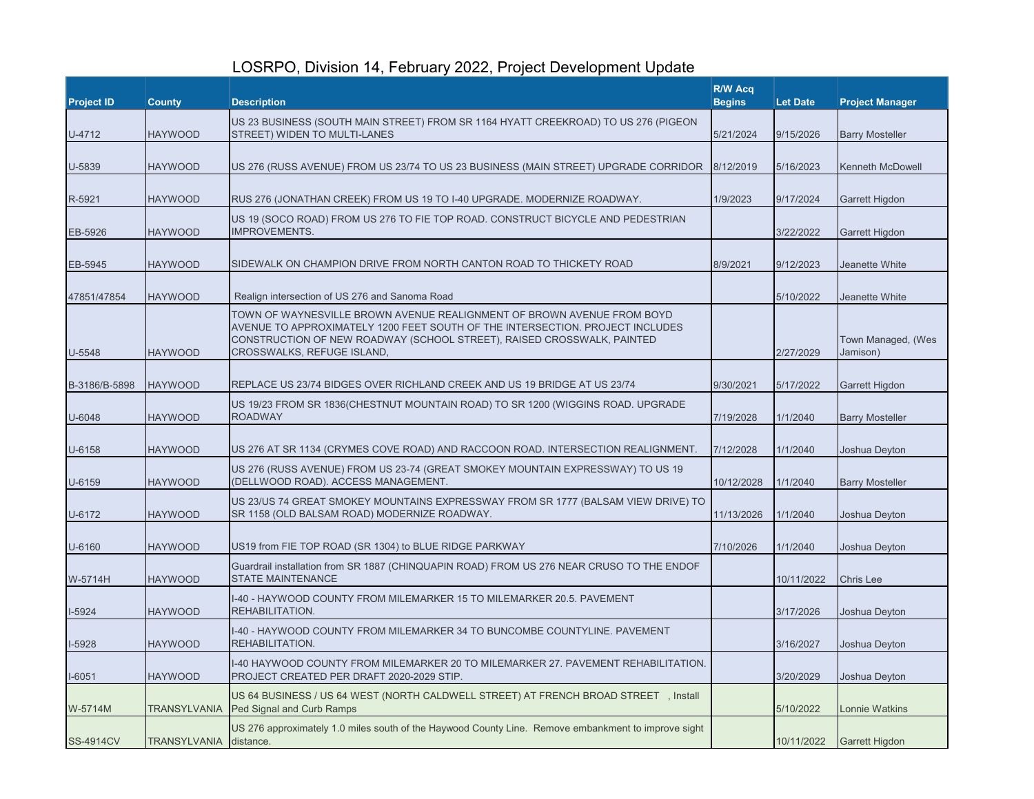# LOSRPO, Division 14, February 2022, Project Development Update

| Project ID | County | Description | R/W Acq Begins | Let Date | Project Manager |
|---|---|---|---|---|---|
| U-4712 | HAYWOOD | US 23 BUSINESS (SOUTH MAIN STREET) FROM SR 1164 HYATT CREEKROAD) TO US 276 (PIGEON STREET) WIDEN TO MULTI-LANES | 5/21/2024 | 9/15/2026 | Barry Mosteller |
| U-5839 | HAYWOOD | US 276 (RUSS AVENUE) FROM US 23/74 TO US 23 BUSINESS (MAIN STREET) UPGRADE CORRIDOR | 8/12/2019 | 5/16/2023 | Kenneth McDowell |
| R-5921 | HAYWOOD | RUS 276 (JONATHAN CREEK) FROM US 19 TO I-40 UPGRADE. MODERNIZE ROADWAY. | 1/9/2023 | 9/17/2024 | Garrett Higdon |
| EB-5926 | HAYWOOD | US 19 (SOCO ROAD) FROM US 276 TO FIE TOP ROAD. CONSTRUCT BICYCLE AND PEDESTRIAN IMPROVEMENTS. | | 3/22/2022 | Garrett Higdon |
| EB-5945 | HAYWOOD | SIDEWALK ON CHAMPION DRIVE FROM NORTH CANTON ROAD TO THICKETY ROAD | 8/9/2021 | 9/12/2023 | Jeanette White |
| 47851/47854 | HAYWOOD | Realign intersection of US 276 and Sanoma Road | | 5/10/2022 | Jeanette White |
| U-5548 | HAYWOOD | TOWN OF WAYNESVILLE BROWN AVENUE REALIGNMENT OF BROWN AVENUE FROM BOYD AVENUE TO APPROXIMATELY 1200 FEET SOUTH OF THE INTERSECTION. PROJECT INCLUDES CONSTRUCTION OF NEW ROADWAY (SCHOOL STREET), RAISED CROSSWALK, PAINTED CROSSWALKS, REFUGE ISLAND, | | 2/27/2029 | Town Managed, (Wes Jamison) |
| B-3186/B-5898 | HAYWOOD | REPLACE US 23/74 BIDGES OVER RICHLAND CREEK AND US 19 BRIDGE AT US 23/74 | 9/30/2021 | 5/17/2022 | Garrett Higdon |
| U-6048 | HAYWOOD | US 19/23 FROM SR 1836(CHESTNUT MOUNTAIN ROAD) TO SR 1200 (WIGGINS ROAD. UPGRADE ROADWAY | 7/19/2028 | 1/1/2040 | Barry Mosteller |
| U-6158 | HAYWOOD | US 276 AT SR 1134 (CRYMES COVE ROAD) AND RACCOON ROAD. INTERSECTION REALIGNMENT. | 7/12/2028 | 1/1/2040 | Joshua Deyton |
| U-6159 | HAYWOOD | US 276 (RUSS AVENUE) FROM US 23-74 (GREAT SMOKEY MOUNTAIN EXPRESSWAY) TO US 19 (DELLWOOD ROAD). ACCESS MANAGEMENT. | 10/12/2028 | 1/1/2040 | Barry Mosteller |
| U-6172 | HAYWOOD | US 23/US 74 GREAT SMOKEY MOUNTAINS EXPRESSWAY FROM SR 1777 (BALSAM VIEW DRIVE) TO SR 1158 (OLD BALSAM ROAD) MODERNIZE ROADWAY. | 11/13/2026 | 1/1/2040 | Joshua Deyton |
| U-6160 | HAYWOOD | US19 from FIE TOP ROAD (SR 1304) to BLUE RIDGE PARKWAY | 7/10/2026 | 1/1/2040 | Joshua Deyton |
| W-5714H | HAYWOOD | Guardrail installation from SR 1887 (CHINQUAPIN ROAD) FROM US 276 NEAR CRUSO TO THE ENDOF STATE MAINTENANCE | | 10/11/2022 | Chris Lee |
| I-5924 | HAYWOOD | I-40 - HAYWOOD COUNTY FROM MILEMARKER 15 TO MILEMARKER 20.5. PAVEMENT REHABILITATION. | | 3/17/2026 | Joshua Deyton |
| I-5928 | HAYWOOD | I-40 - HAYWOOD COUNTY FROM MILEMARKER 34 TO BUNCOMBE COUNTYLINE. PAVEMENT REHABILITATION. | | 3/16/2027 | Joshua Deyton |
| I-6051 | HAYWOOD | I-40 HAYWOOD COUNTY FROM MILEMARKER 20 TO MILEMARKER 27. PAVEMENT REHABILITATION. PROJECT CREATED PER DRAFT 2020-2029 STIP. | | 3/20/2029 | Joshua Deyton |
| W-5714M | TRANSYLVANIA | US 64 BUSINESS / US 64 WEST (NORTH CALDWELL STREET) AT FRENCH BROAD STREET , Install Ped Signal and Curb Ramps | | 5/10/2022 | Lonnie Watkins |
| SS-4914CV | TRANSYLVANIA | US 276 approximately 1.0 miles south of the Haywood County Line. Remove embankment to improve sight distance. | | 10/11/2022 | Garrett Higdon |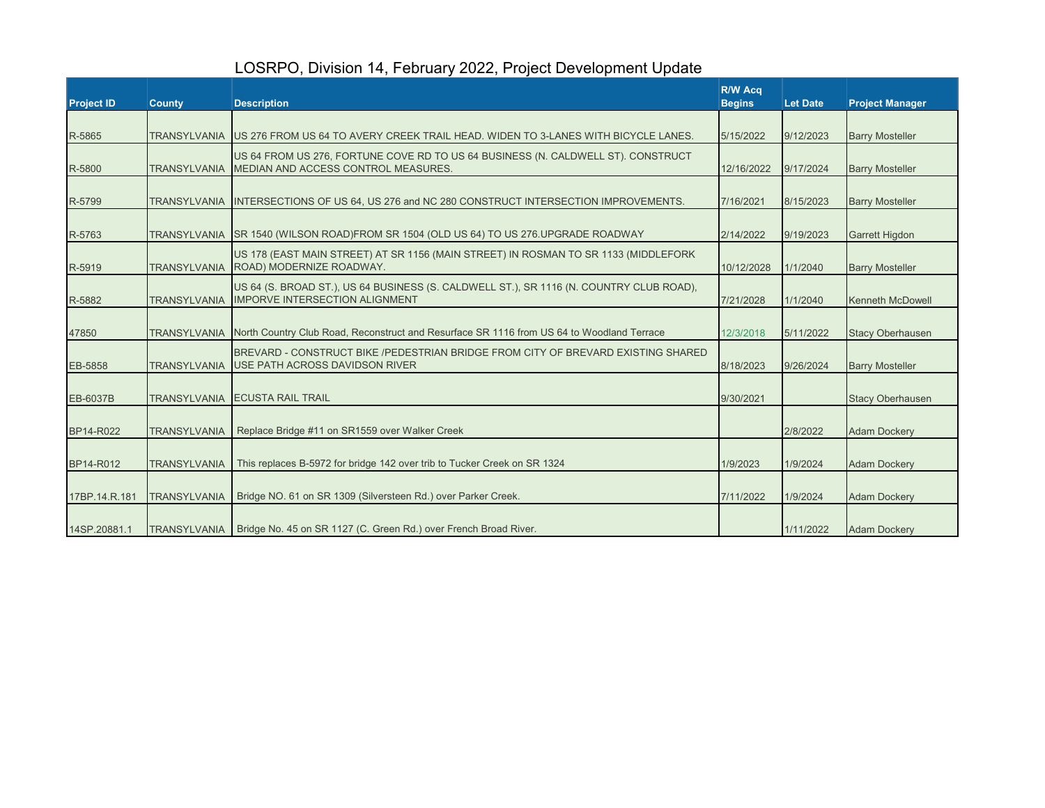# LOSRPO, Division 14, February 2022, Project Development Update

| Project ID | County | Description | R/W Acq Begins | Let Date | Project Manager |
|---|---|---|---|---|---|
| R-5865 | TRANSYLVANIA | US 276 FROM US 64 TO AVERY CREEK TRAIL HEAD. WIDEN TO 3-LANES WITH BICYCLE LANES. | 5/15/2022 | 9/12/2023 | Barry Mosteller |
| R-5800 | TRANSYLVANIA | US 64 FROM US 276, FORTUNE COVE RD TO US 64 BUSINESS (N. CALDWELL ST). CONSTRUCT MEDIAN AND ACCESS CONTROL MEASURES. | 12/16/2022 | 9/17/2024 | Barry Mosteller |
| R-5799 | TRANSYLVANIA | INTERSECTIONS OF US 64, US 276 and NC 280 CONSTRUCT INTERSECTION IMPROVEMENTS. | 7/16/2021 | 8/15/2023 | Barry Mosteller |
| R-5763 | TRANSYLVANIA | SR 1540 (WILSON ROAD)FROM SR 1504 (OLD US 64) TO US 276.UPGRADE ROADWAY | 2/14/2022 | 9/19/2023 | Garrett Higdon |
| R-5919 | TRANSYLVANIA | US 178 (EAST MAIN STREET) AT SR 1156 (MAIN STREET) IN ROSMAN TO SR 1133 (MIDDLEFORK ROAD) MODERNIZE ROADWAY. | 10/12/2028 | 1/1/2040 | Barry Mosteller |
| R-5882 | TRANSYLVANIA | US 64 (S. BROAD ST.), US 64 BUSINESS (S. CALDWELL ST.), SR 1116 (N. COUNTRY CLUB ROAD), IMPORVE INTERSECTION ALIGNMENT | 7/21/2028 | 1/1/2040 | Kenneth McDowell |
| 47850 | TRANSYLVANIA | North Country Club Road, Reconstruct and Resurface SR 1116 from US 64 to Woodland Terrace | 12/3/2018 | 5/11/2022 | Stacy Oberhausen |
| EB-5858 | TRANSYLVANIA | BREVARD - CONSTRUCT BIKE /PEDESTRIAN BRIDGE FROM CITY OF BREVARD EXISTING SHARED USE PATH ACROSS DAVIDSON RIVER | 8/18/2023 | 9/26/2024 | Barry Mosteller |
| EB-6037B | TRANSYLVANIA | ECUSTA RAIL TRAIL | 9/30/2021 | | Stacy Oberhausen |
| BP14-R022 | TRANSYLVANIA | Replace Bridge #11 on SR1559 over Walker Creek | | 2/8/2022 | Adam Dockery |
| BP14-R012 | TRANSYLVANIA | This replaces B-5972 for bridge 142 over trib to Tucker Creek on SR 1324 | 1/9/2023 | 1/9/2024 | Adam Dockery |
| 17BP.14.R.181 | TRANSYLVANIA | Bridge NO. 61 on SR 1309 (Silversteen Rd.) over Parker Creek. | 7/11/2022 | 1/9/2024 | Adam Dockery |
| 14SP.20881.1 | TRANSYLVANIA | Bridge No. 45 on SR 1127 (C. Green Rd.) over French Broad River. | | 1/11/2022 | Adam Dockery |